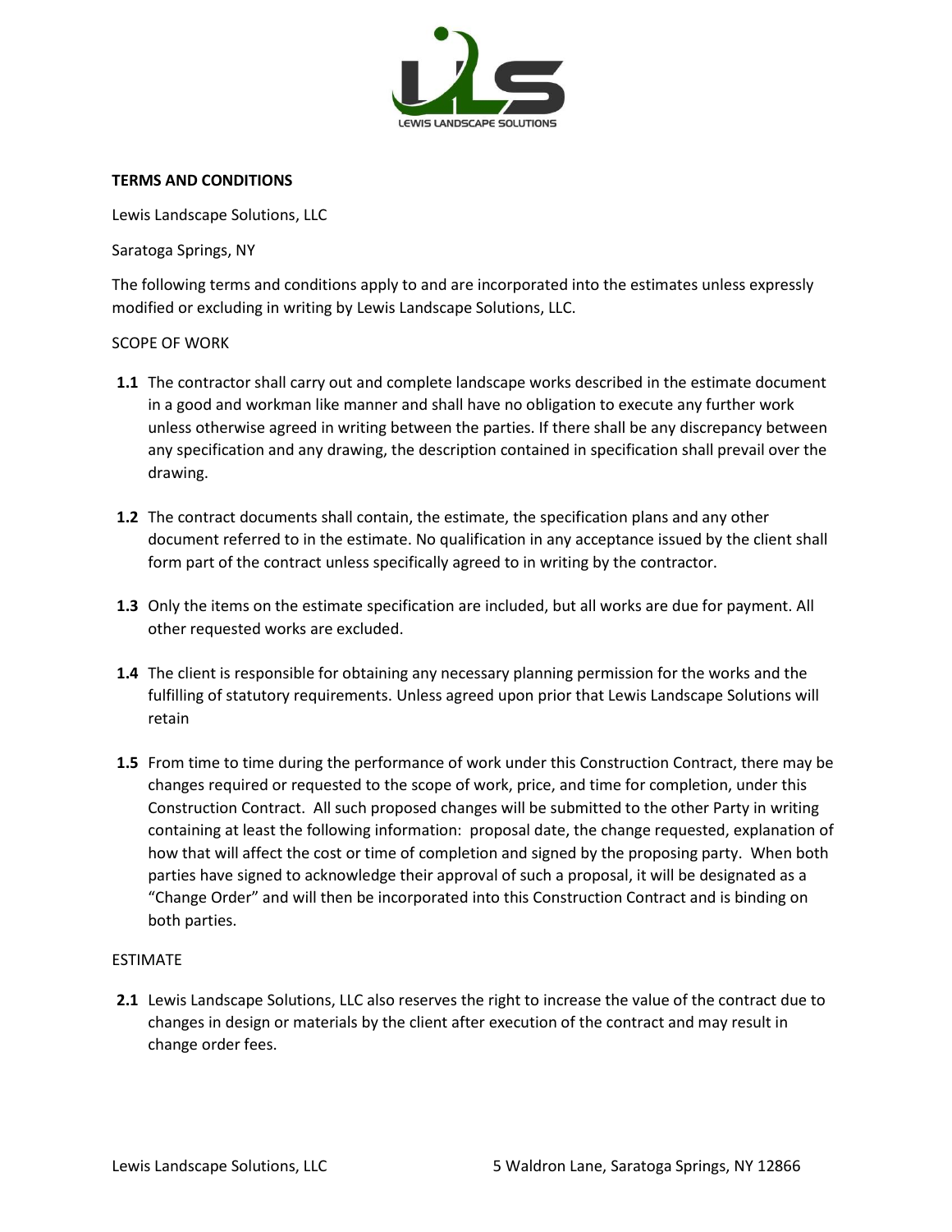**TERMS AND CONDITIONS**

Lewis Landscape Solutions, LLC

Saratoga Springs, NY

The following terms and conditions apply to and are incorporated into the estimates unless expressly modified or excluding in writing by Lewis Landscape Solutions, LLC.

SCOPE OF WORK

**1.1** The contractor shall carry out and complete landscape works described in the estimate document in a good and workman like manner and shall have no obligation to execute any further work unless otherwise agreed in writing between the parties. If there shall be any discrepancy between any specification and any drawing, the description contained in specification shall prevail over the drawing.

**1.2** The contract documents shall contain, the estimate, the specification plans and any other document referred to in the estimate. No qualification in any acceptance issued by the client shall form part of the contract unless specifically agreed to in writing by the contractor.

**1.3** Only the items on the estimate specification are included, but all works are due for payment. All other requested works are excluded.

**1.4** The client is responsible for obtaining any necessary planning permission for the works and the fulfilling of statutory requirements. Unless agreed upon prior that Lewis Landscape Solutions will retain

**1.5** From time to time during the performance of work under this Construction Contract, there may be changes required or requested to the scope of work, price, and time for completion, under this Construction Contract. All such proposed changes will be submitted to the other Party in writing containing at least the following information: proposal date, the change requested, explanation of how that will affect the cost or time of completion and signed by the proposing party. When both parties have signed to acknowledge their approval of such a proposal, it will be designated as a "Change Order" and will then be incorporated into this Construction Contract and is binding on both parties.

ESTIMATE

**2.1** Lewis Landscape Solutions, LLC also reserves the right to increase the value of the contract due to changes in design or materials by the client after execution of the contract and may result in change order fees.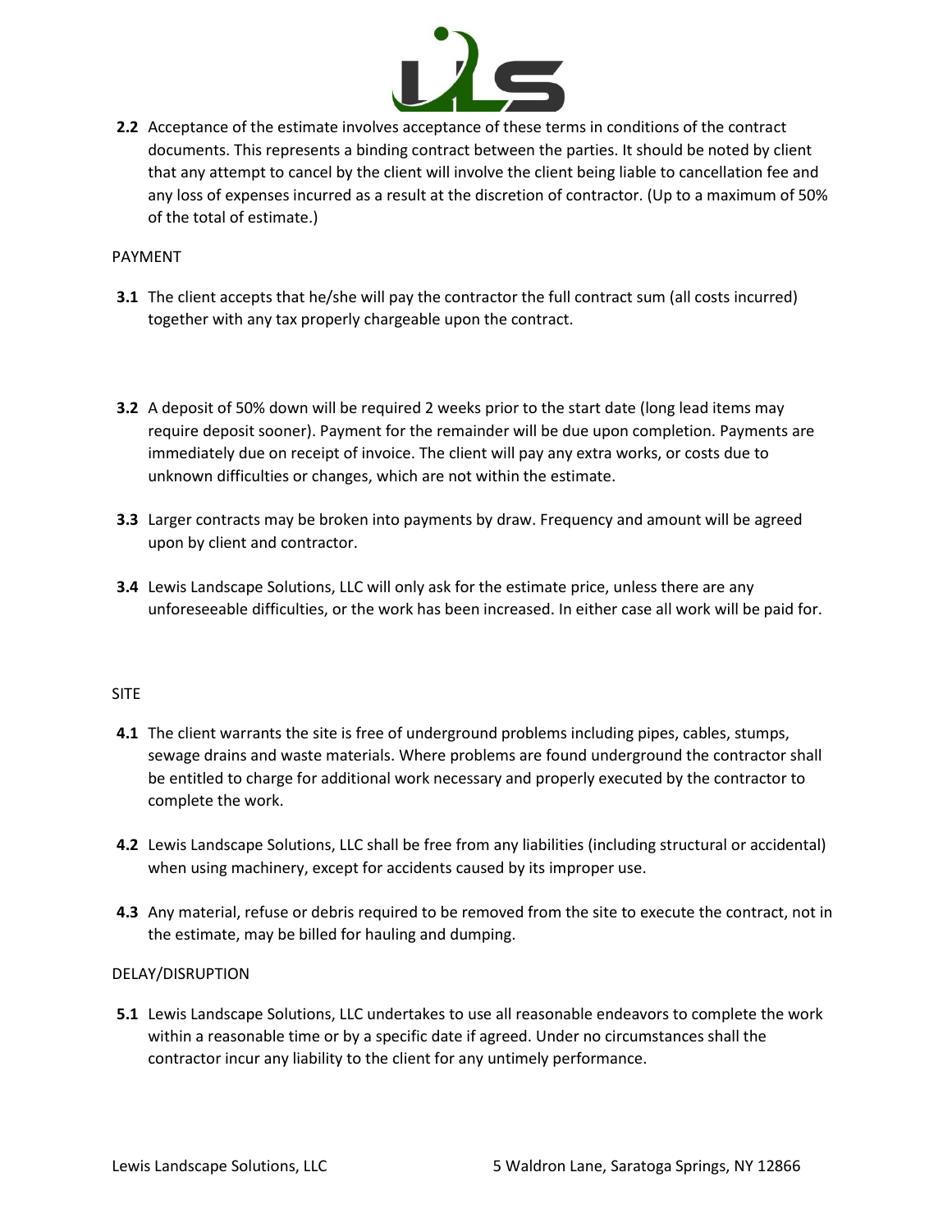**2.2** Acceptance of the estimate involves acceptance of these terms in conditions of the contract documents. This represents a binding contract between the parties. It should be noted by client that any attempt to cancel by the client will involve the client being liable to cancellation fee and any loss of expenses incurred as a result at the discretion of contractor. (Up to a maximum of 50% of the total of estimate.)

PAYMENT

**3.1** The client accepts that he/she will pay the contractor the full contract sum (all costs incurred) together with any tax properly chargeable upon the contract.

**3.2** A deposit of 50% down will be required 2 weeks prior to the start date (long lead items may require deposit sooner). Payment for the remainder will be due upon completion. Payments are immediately due on receipt of invoice. The client will pay any extra works, or costs due to unknown difficulties or changes, which are not within the estimate.

**3.3** Larger contracts may be broken into payments by draw. Frequency and amount will be agreed upon by client and contractor.

**3.4** Lewis Landscape Solutions, LLC will only ask for the estimate price, unless there are any unforeseeable difficulties, or the work has been increased. In either case all work will be paid for.

SITE

**4.1** The client warrants the site is free of underground problems including pipes, cables, stumps, sewage drains and waste materials. Where problems are found underground the contractor shall be entitled to charge for additional work necessary and properly executed by the contractor to complete the work.

**4.2** Lewis Landscape Solutions, LLC shall be free from any liabilities (including structural or accidental) when using machinery, except for accidents caused by its improper use.

**4.3** Any material, refuse or debris required to be removed from the site to execute the contract, not in the estimate, may be billed for hauling and dumping.

DELAY/DISRUPTION

**5.1** Lewis Landscape Solutions, LLC undertakes to use all reasonable endeavors to complete the work within a reasonable time or by a specific date if agreed. Under no circumstances shall the contractor incur any liability to the client for any untimely performance.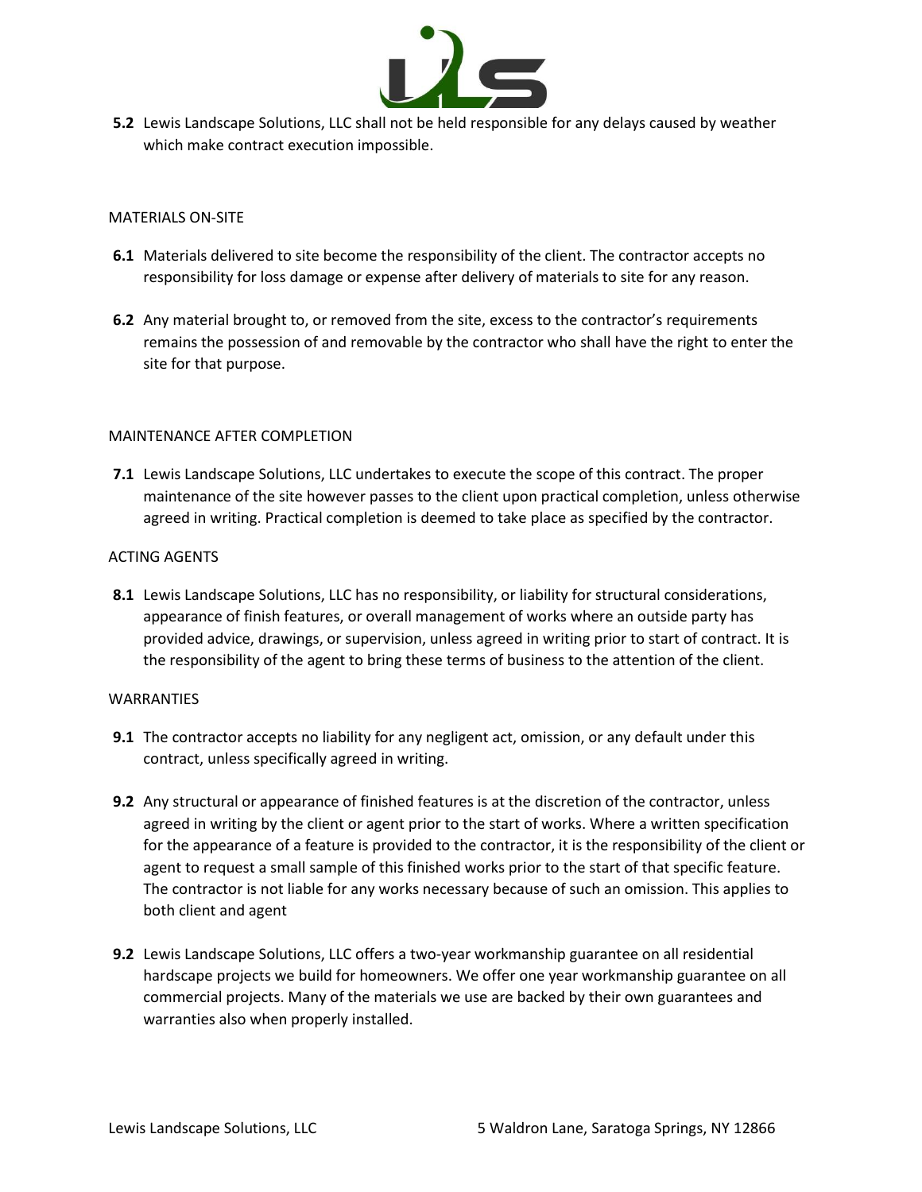**5.2** Lewis Landscape Solutions, LLC shall not be held responsible for any delays caused by weather which make contract execution impossible.

MATERIALS ON-SITE

**6.1** Materials delivered to site become the responsibility of the client. The contractor accepts no responsibility for loss damage or expense after delivery of materials to site for any reason.

**6.2** Any material brought to, or removed from the site, excess to the contractor's requirements remains the possession of and removable by the contractor who shall have the right to enter the site for that purpose.

MAINTENANCE AFTER COMPLETION

**7.1** Lewis Landscape Solutions, LLC undertakes to execute the scope of this contract. The proper maintenance of the site however passes to the client upon practical completion, unless otherwise agreed in writing. Practical completion is deemed to take place as specified by the contractor.

ACTING AGENTS

**8.1** Lewis Landscape Solutions, LLC has no responsibility, or liability for structural considerations, appearance of finish features, or overall management of works where an outside party has provided advice, drawings, or supervision, unless agreed in writing prior to start of contract. It is the responsibility of the agent to bring these terms of business to the attention of the client.

WARRANTIES

**9.1** The contractor accepts no liability for any negligent act, omission, or any default under this contract, unless specifically agreed in writing.

**9.2** Any structural or appearance of finished features is at the discretion of the contractor, unless agreed in writing by the client or agent prior to the start of works. Where a written specification for the appearance of a feature is provided to the contractor, it is the responsibility of the client or agent to request a small sample of this finished works prior to the start of that specific feature. The contractor is not liable for any works necessary because of such an omission. This applies to both client and agent

**9.2** Lewis Landscape Solutions, LLC offers a two-year workmanship guarantee on all residential hardscape projects we build for homeowners. We offer one year workmanship guarantee on all commercial projects. Many of the materials we use are backed by their own guarantees and warranties also when properly installed.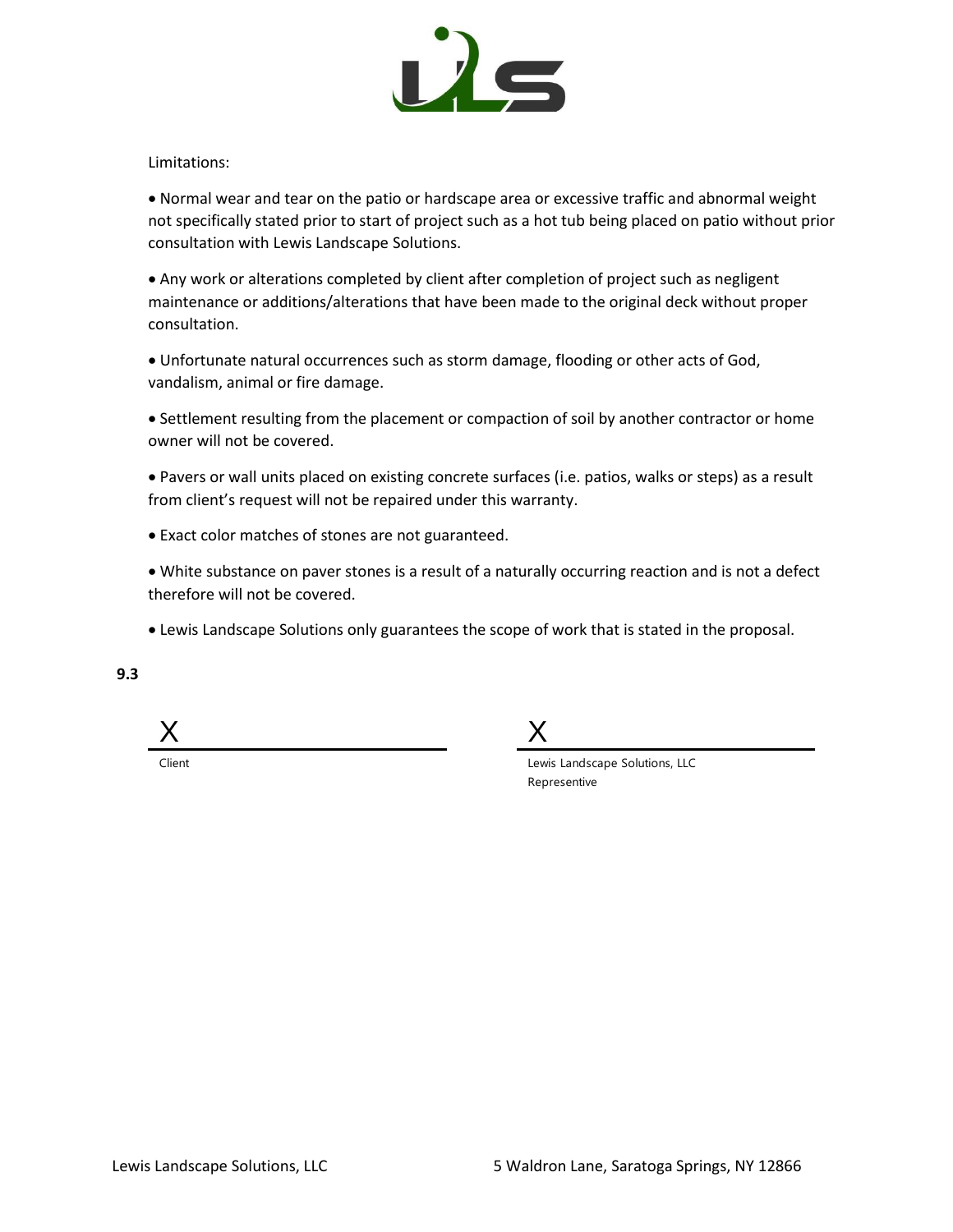Limitations:

- Normal wear and tear on the patio or hardscape area or excessive traffic and abnormal weight not specifically stated prior to start of project such as a hot tub being placed on patio without prior consultation with Lewis Landscape Solutions.
- Any work or alterations completed by client after completion of project such as negligent maintenance or additions/alterations that have been made to the original deck without proper consultation.
- Unfortunate natural occurrences such as storm damage, flooding or other acts of God, vandalism, animal or fire damage.
- Settlement resulting from the placement or compaction of soil by another contractor or home owner will not be covered.
- Pavers or wall units placed on existing concrete surfaces (i.e. patios, walks or steps) as a result from client's request will not be repaired under this warranty.
- Exact color matches of stones are not guaranteed.
- White substance on paver stones is a result of a naturally occurring reaction and is not a defect therefore will not be covered.
- Lewis Landscape Solutions only guarantees the scope of work that is stated in the proposal.

**9.3**

X ______________________________
Client

X ______________________________
Lewis Landscape Solutions, LLC
Representive